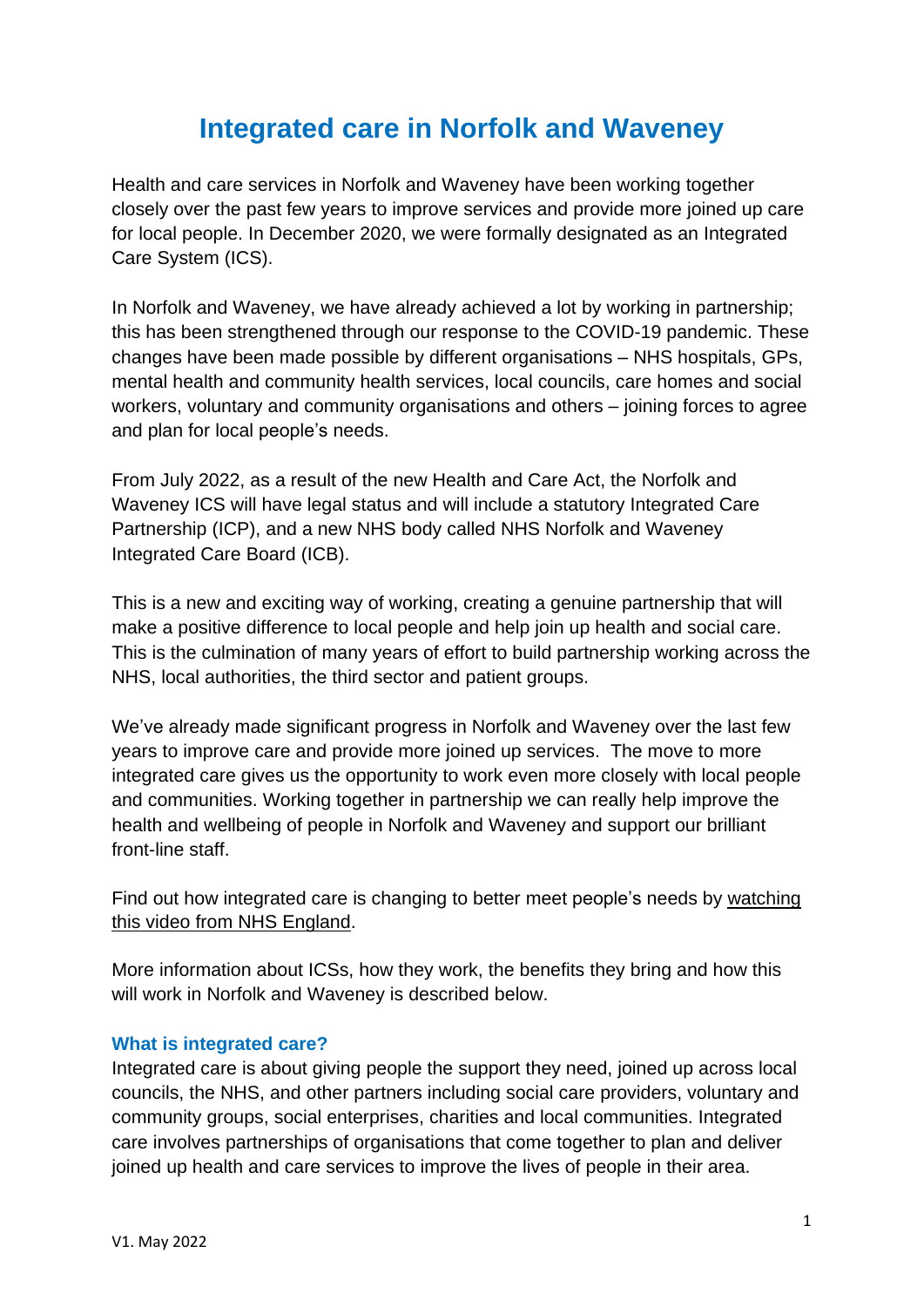# Integrated care in Norfolk and Waveney

Health and care services in Norfolk and Waveney have been working together closely over the past few years to improve services and provide more joined up care for local people. In December 2020, we were formally designated as an Integrated Care System (ICS).

In Norfolk and Waveney, we have already achieved a lot by working in partnership; this has been strengthened through our response to the COVID-19 pandemic. These changes have been made possible by different organisations – NHS hospitals, GPs, mental health and community health services, local councils, care homes and social workers, voluntary and community organisations and others – joining forces to agree and plan for local people's needs.

From July 2022, as a result of the new Health and Care Act, the Norfolk and Waveney ICS will have legal status and will include a statutory Integrated Care Partnership (ICP), and a new NHS body called NHS Norfolk and Waveney Integrated Care Board (ICB).

This is a new and exciting way of working, creating a genuine partnership that will make a positive difference to local people and help join up health and social care. This is the culmination of many years of effort to build partnership working across the NHS, local authorities, the third sector and patient groups.

We've already made significant progress in Norfolk and Waveney over the last few years to improve care and provide more joined up services. The move to more integrated care gives us the opportunity to work even more closely with local people and communities. Working together in partnership we can really help improve the health and wellbeing of people in Norfolk and Waveney and support our brilliant front-line staff.

Find out how integrated care is changing to better meet people's needs by watching this video from NHS England.

More information about ICSs, how they work, the benefits they bring and how this will work in Norfolk and Waveney is described below.

### What is integrated care?

Integrated care is about giving people the support they need, joined up across local councils, the NHS, and other partners including social care providers, voluntary and community groups, social enterprises, charities and local communities. Integrated care involves partnerships of organisations that come together to plan and deliver joined up health and care services to improve the lives of people in their area.

V1. May 2022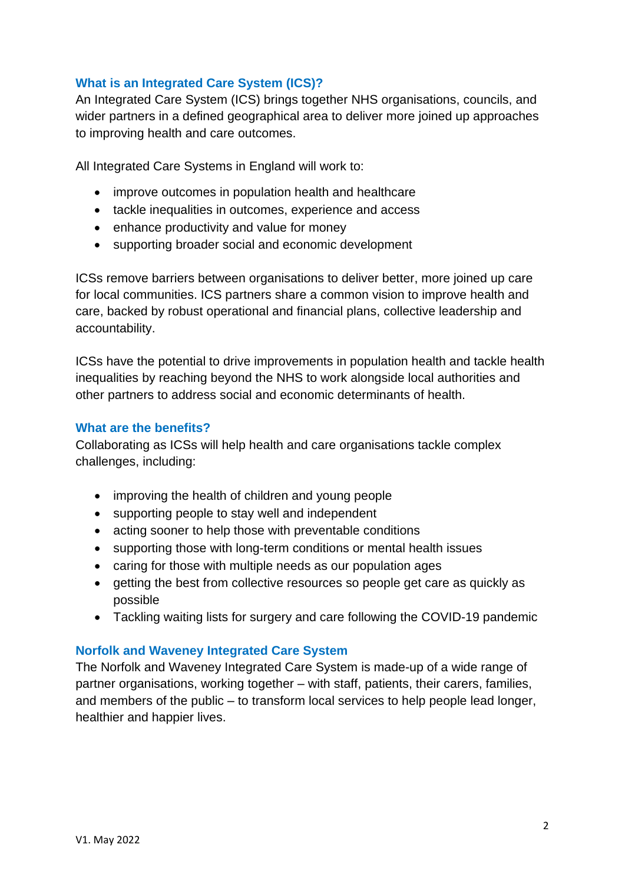## What is an Integrated Care System (ICS)?

An Integrated Care System (ICS) brings together NHS organisations, councils, and wider partners in a defined geographical area to deliver more joined up approaches to improving health and care outcomes.

All Integrated Care Systems in England will work to:

- improve outcomes in population health and healthcare
- tackle inequalities in outcomes, experience and access
- enhance productivity and value for money
- supporting broader social and economic development

ICSs remove barriers between organisations to deliver better, more joined up care for local communities. ICS partners share a common vision to improve health and care, backed by robust operational and financial plans, collective leadership and accountability.

ICSs have the potential to drive improvements in population health and tackle health inequalities by reaching beyond the NHS to work alongside local authorities and other partners to address social and economic determinants of health.

## What are the benefits?

Collaborating as ICSs will help health and care organisations tackle complex challenges, including:

- improving the health of children and young people
- supporting people to stay well and independent
- acting sooner to help those with preventable conditions
- supporting those with long-term conditions or mental health issues
- caring for those with multiple needs as our population ages
- getting the best from collective resources so people get care as quickly as possible
- Tackling waiting lists for surgery and care following the COVID-19 pandemic

## Norfolk and Waveney Integrated Care System

The Norfolk and Waveney Integrated Care System is made-up of a wide range of partner organisations, working together – with staff, patients, their carers, families, and members of the public – to transform local services to help people lead longer, healthier and happier lives.

V1. May 2022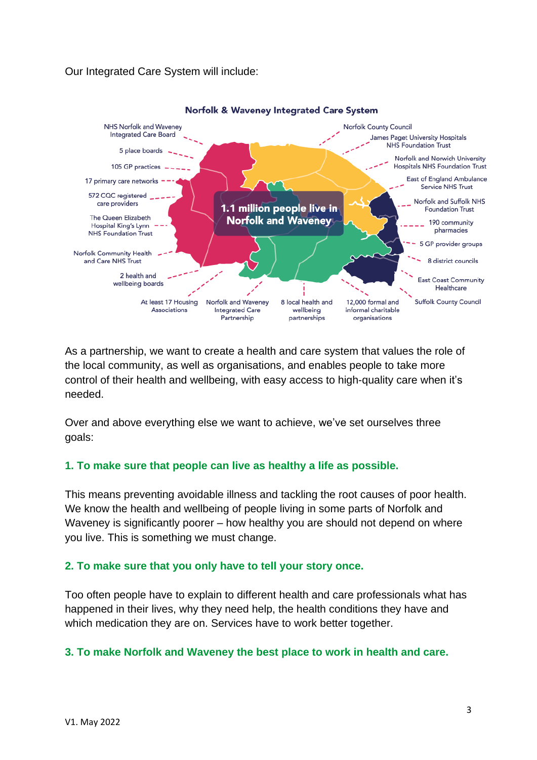Our Integrated Care System will include:

**Norfolk & Waveney Integrated Care System**

**1.1 million people live in Norfolk and Waveney**

- NHS Norfolk and Waveney Integrated Care Board
- 5 place boards
- 105 GP practices
- 17 primary care networks
- 572 CQC registered care providers
- The Queen Elizabeth Hospital King's Lynn NHS Foundation Trust
- Norfolk Community Health and Care NHS Trust
- 2 health and wellbeing boards
- At least 17 Housing Associations
- Norfolk and Waveney Integrated Care Partnership
- 8 local health and wellbeing partnerships
- 12,000 formal and informal charitable organisations
- Suffolk County Council
- East Coast Community Healthcare
- 8 district councils
- 5 GP provider groups
- 190 community pharmacies
- Norfolk and Suffolk NHS Foundation Trust
- East of England Ambulance Service NHS Trust
- Norfolk and Norwich University Hospitals NHS Foundation Trust
- James Paget University Hospitals NHS Foundation Trust
- Norfolk County Council

As a partnership, we want to create a health and care system that values the role of the local community, as well as organisations, and enables people to take more control of their health and wellbeing, with easy access to high-quality care when it's needed.

Over and above everything else we want to achieve, we've set ourselves three goals:

### 1. To make sure that people can live as healthy a life as possible.

This means preventing avoidable illness and tackling the root causes of poor health. We know the health and wellbeing of people living in some parts of Norfolk and Waveney is significantly poorer – how healthy you are should not depend on where you live. This is something we must change.

### 2. To make sure that you only have to tell your story once.

Too often people have to explain to different health and care professionals what has happened in their lives, why they need help, the health conditions they have and which medication they are on. Services have to work better together.

### 3. To make Norfolk and Waveney the best place to work in health and care.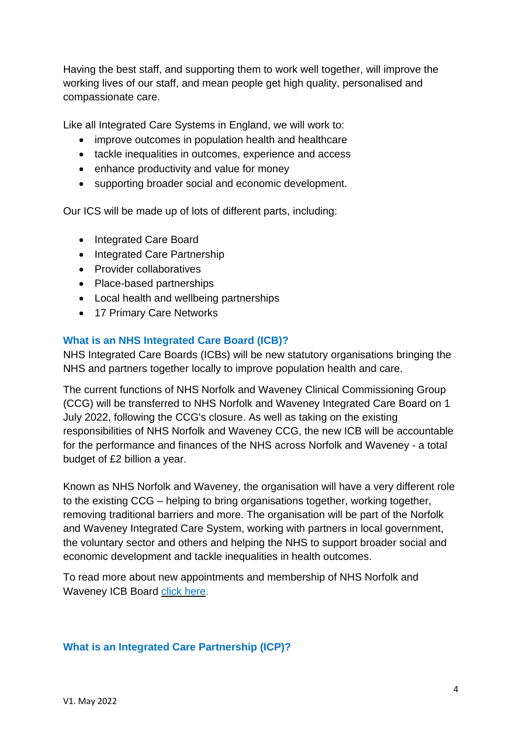Having the best staff, and supporting them to work well together, will improve the working lives of our staff, and mean people get high quality, personalised and compassionate care.

Like all Integrated Care Systems in England, we will work to:

- improve outcomes in population health and healthcare
- tackle inequalities in outcomes, experience and access
- enhance productivity and value for money
- supporting broader social and economic development.

Our ICS will be made up of lots of different parts, including:

- Integrated Care Board
- Integrated Care Partnership
- Provider collaboratives
- Place-based partnerships
- Local health and wellbeing partnerships
- 17 Primary Care Networks

## What is an NHS Integrated Care Board (ICB)?

NHS Integrated Care Boards (ICBs) will be new statutory organisations bringing the NHS and partners together locally to improve population health and care.

The current functions of NHS Norfolk and Waveney Clinical Commissioning Group (CCG) will be transferred to NHS Norfolk and Waveney Integrated Care Board on 1 July 2022, following the CCG's closure. As well as taking on the existing responsibilities of NHS Norfolk and Waveney CCG, the new ICB will be accountable for the performance and finances of the NHS across Norfolk and Waveney - a total budget of £2 billion a year.

Known as NHS Norfolk and Waveney, the organisation will have a very different role to the existing CCG – helping to bring organisations together, working together, removing traditional barriers and more. The organisation will be part of the Norfolk and Waveney Integrated Care System, working with partners in local government, the voluntary sector and others and helping the NHS to support broader social and economic development and tackle inequalities in health outcomes.

To read more about new appointments and membership of NHS Norfolk and Waveney ICB Board click here.

## What is an Integrated Care Partnership (ICP)?

V1. May 2022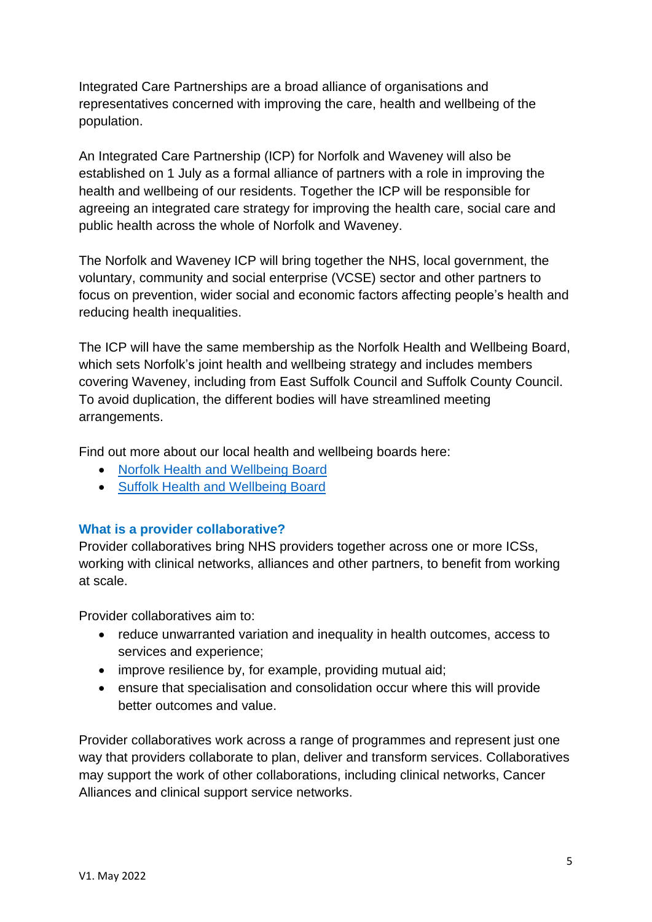Integrated Care Partnerships are a broad alliance of organisations and representatives concerned with improving the care, health and wellbeing of the population.

An Integrated Care Partnership (ICP) for Norfolk and Waveney will also be established on 1 July as a formal alliance of partners with a role in improving the health and wellbeing of our residents. Together the ICP will be responsible for agreeing an integrated care strategy for improving the health care, social care and public health across the whole of Norfolk and Waveney.

The Norfolk and Waveney ICP will bring together the NHS, local government, the voluntary, community and social enterprise (VCSE) sector and other partners to focus on prevention, wider social and economic factors affecting people's health and reducing health inequalities.

The ICP will have the same membership as the Norfolk Health and Wellbeing Board, which sets Norfolk's joint health and wellbeing strategy and includes members covering Waveney, including from East Suffolk Council and Suffolk County Council. To avoid duplication, the different bodies will have streamlined meeting arrangements.

Find out more about our local health and wellbeing boards here:

- Norfolk Health and Wellbeing Board
- Suffolk Health and Wellbeing Board

### What is a provider collaborative?

Provider collaboratives bring NHS providers together across one or more ICSs, working with clinical networks, alliances and other partners, to benefit from working at scale.

Provider collaboratives aim to:

- reduce unwarranted variation and inequality in health outcomes, access to services and experience;
- improve resilience by, for example, providing mutual aid;
- ensure that specialisation and consolidation occur where this will provide better outcomes and value.

Provider collaboratives work across a range of programmes and represent just one way that providers collaborate to plan, deliver and transform services. Collaboratives may support the work of other collaborations, including clinical networks, Cancer Alliances and clinical support service networks.

V1. May 2022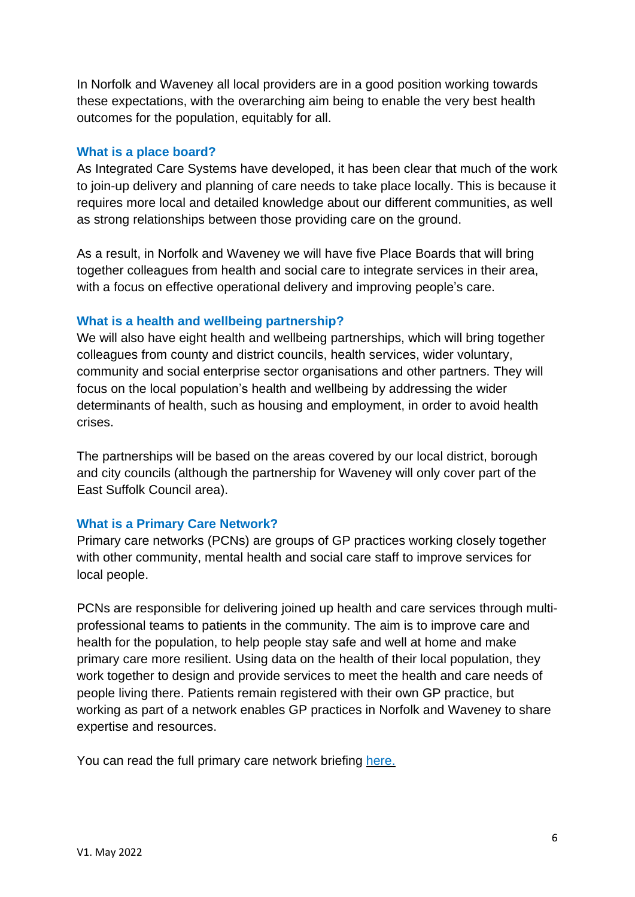In Norfolk and Waveney all local providers are in a good position working towards these expectations, with the overarching aim being to enable the very best health outcomes for the population, equitably for all.

### What is a place board?

As Integrated Care Systems have developed, it has been clear that much of the work to join-up delivery and planning of care needs to take place locally. This is because it requires more local and detailed knowledge about our different communities, as well as strong relationships between those providing care on the ground.

As a result, in Norfolk and Waveney we will have five Place Boards that will bring together colleagues from health and social care to integrate services in their area, with a focus on effective operational delivery and improving people's care.

### What is a health and wellbeing partnership?

We will also have eight health and wellbeing partnerships, which will bring together colleagues from county and district councils, health services, wider voluntary, community and social enterprise sector organisations and other partners. They will focus on the local population's health and wellbeing by addressing the wider determinants of health, such as housing and employment, in order to avoid health crises.

The partnerships will be based on the areas covered by our local district, borough and city councils (although the partnership for Waveney will only cover part of the East Suffolk Council area).

### What is a Primary Care Network?

Primary care networks (PCNs) are groups of GP practices working closely together with other community, mental health and social care staff to improve services for local people.

PCNs are responsible for delivering joined up health and care services through multi-professional teams to patients in the community. The aim is to improve care and health for the population, to help people stay safe and well at home and make primary care more resilient. Using data on the health of their local population, they work together to design and provide services to meet the health and care needs of people living there. Patients remain registered with their own GP practice, but working as part of a network enables GP practices in Norfolk and Waveney to share expertise and resources.

You can read the full primary care network briefing [here.]

V1. May 2022